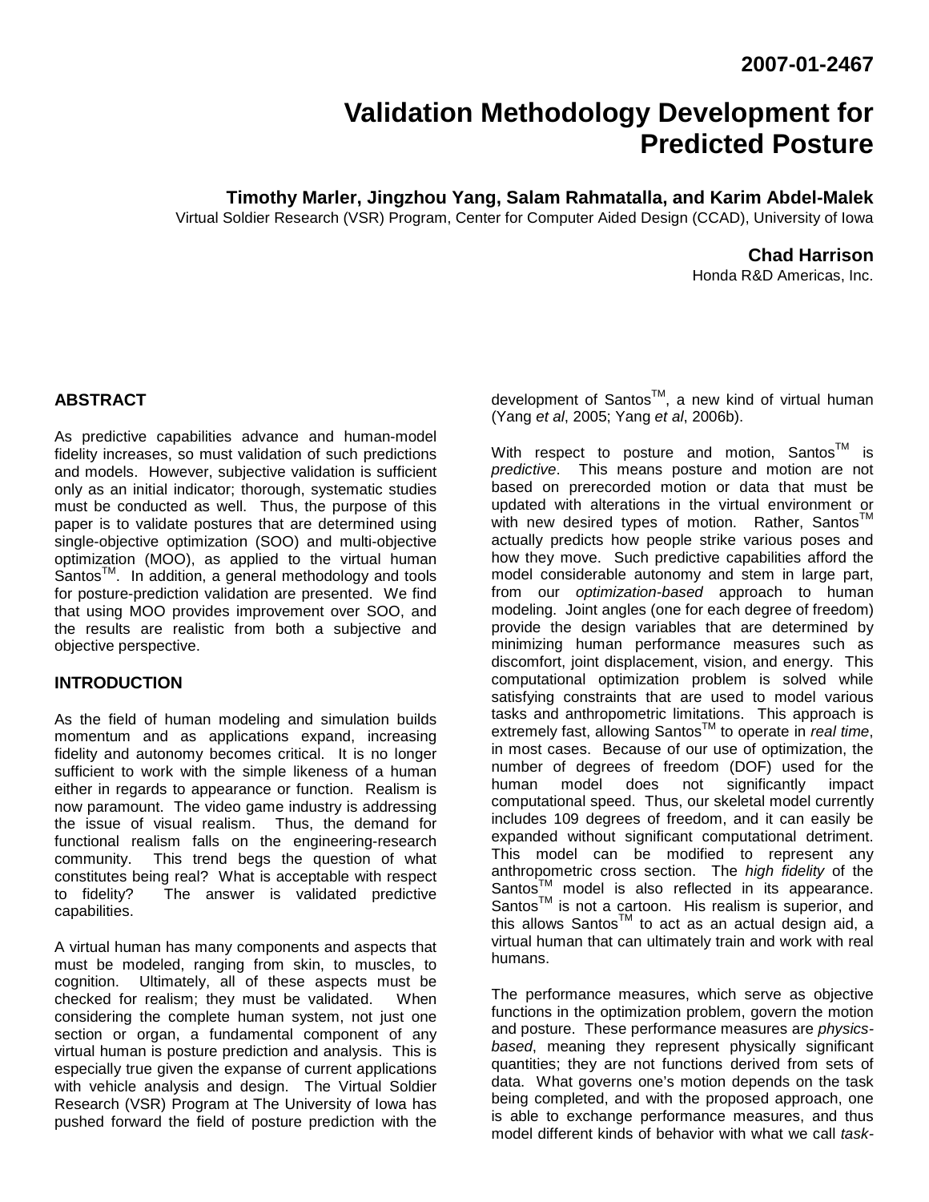2007-01-2467

# Validation Methodology Development for Predicted Posture

**Timothy Marler, Jingzhou Yang, Salam Rahmatalla, and Karim Abdel-Malek**
Virtual Soldier Research (VSR) Program, Center for Computer Aided Design (CCAD), University of Iowa

**Chad Harrison**
Honda R&D Americas, Inc.

## ABSTRACT

As predictive capabilities advance and human-model fidelity increases, so must validation of such predictions and models. However, subjective validation is sufficient only as an initial indicator; thorough, systematic studies must be conducted as well. Thus, the purpose of this paper is to validate postures that are determined using single-objective optimization (SOO) and multi-objective optimization (MOO), as applied to the virtual human Santos™. In addition, a general methodology and tools for posture-prediction validation are presented. We find that using MOO provides improvement over SOO, and the results are realistic from both a subjective and objective perspective.

## INTRODUCTION

As the field of human modeling and simulation builds momentum and as applications expand, increasing fidelity and autonomy becomes critical. It is no longer sufficient to work with the simple likeness of a human either in regards to appearance or function. Realism is now paramount. The video game industry is addressing the issue of visual realism. Thus, the demand for functional realism falls on the engineering-research community. This trend begs the question of what constitutes being real? What is acceptable with respect to fidelity? The answer is validated predictive capabilities.

A virtual human has many components and aspects that must be modeled, ranging from skin, to muscles, to cognition. Ultimately, all of these aspects must be checked for realism; they must be validated. When considering the complete human system, not just one section or organ, a fundamental component of any virtual human is posture prediction and analysis. This is especially true given the expanse of current applications with vehicle analysis and design. The Virtual Soldier Research (VSR) Program at The University of Iowa has pushed forward the field of posture prediction with the development of Santos™, a new kind of virtual human (Yang *et al*, 2005; Yang *et al*, 2006b).

With respect to posture and motion, Santos™ is *predictive*. This means posture and motion are not based on prerecorded motion or data that must be updated with alterations in the virtual environment or with new desired types of motion. Rather, Santos™ actually predicts how people strike various poses and how they move. Such predictive capabilities afford the model considerable autonomy and stem in large part, from our *optimization-based* approach to human modeling. Joint angles (one for each degree of freedom) provide the design variables that are determined by minimizing human performance measures such as discomfort, joint displacement, vision, and energy. This computational optimization problem is solved while satisfying constraints that are used to model various tasks and anthropometric limitations. This approach is extremely fast, allowing Santos™ to operate in *real time*, in most cases. Because of our use of optimization, the number of degrees of freedom (DOF) used for the human model does not significantly impact computational speed. Thus, our skeletal model currently includes 109 degrees of freedom, and it can easily be expanded without significant computational detriment. This model can be modified to represent any anthropometric cross section. The *high fidelity* of the Santos™ model is also reflected in its appearance. Santos™ is not a cartoon. His realism is superior, and this allows Santos™ to act as an actual design aid, a virtual human that can ultimately train and work with real humans.

The performance measures, which serve as objective functions in the optimization problem, govern the motion and posture. These performance measures are *physics-based*, meaning they represent physically significant quantities; they are not functions derived from sets of data. What governs one's motion depends on the task being completed, and with the proposed approach, one is able to exchange performance measures, and thus model different kinds of behavior with what we call *task-*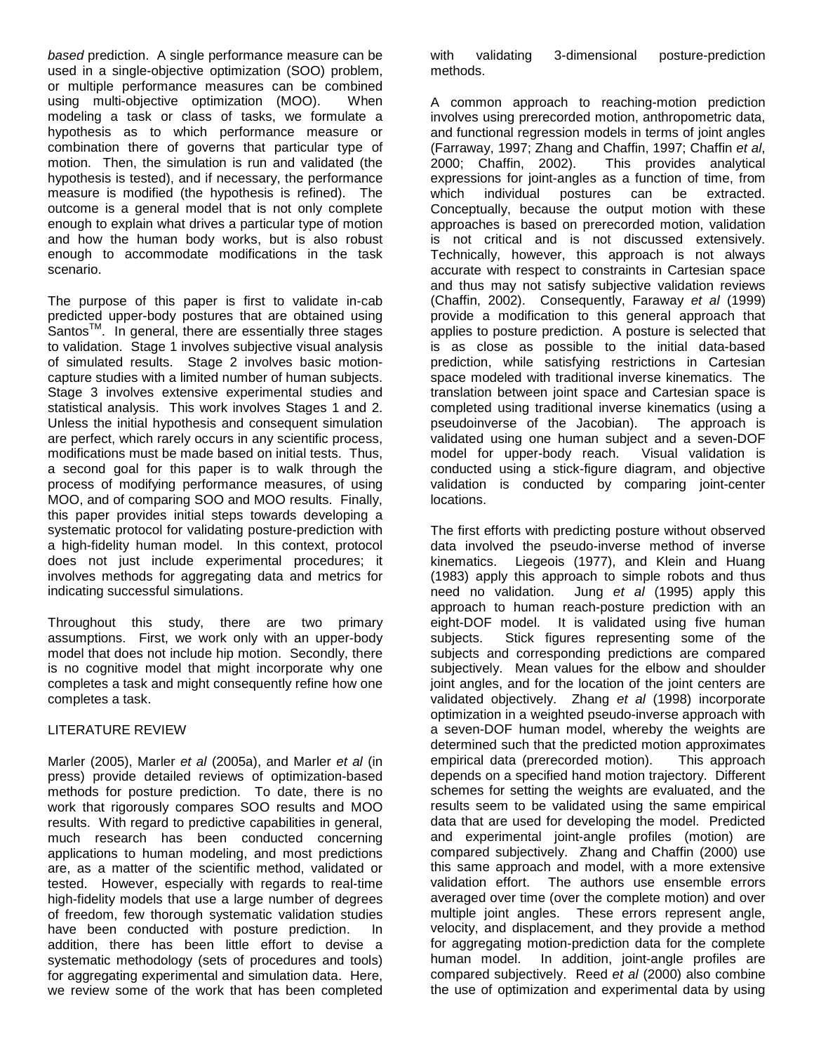*based* prediction. A single performance measure can be used in a single-objective optimization (SOO) problem, or multiple performance measures can be combined using multi-objective optimization (MOO). When modeling a task or class of tasks, we formulate a hypothesis as to which performance measure or combination there of governs that particular type of motion. Then, the simulation is run and validated (the hypothesis is tested), and if necessary, the performance measure is modified (the hypothesis is refined). The outcome is a general model that is not only complete enough to explain what drives a particular type of motion and how the human body works, but is also robust enough to accommodate modifications in the task scenario.

The purpose of this paper is first to validate in-cab predicted upper-body postures that are obtained using Santos™. In general, there are essentially three stages to validation. Stage 1 involves subjective visual analysis of simulated results. Stage 2 involves basic motion-capture studies with a limited number of human subjects. Stage 3 involves extensive experimental studies and statistical analysis. This work involves Stages 1 and 2. Unless the initial hypothesis and consequent simulation are perfect, which rarely occurs in any scientific process, modifications must be made based on initial tests. Thus, a second goal for this paper is to walk through the process of modifying performance measures, of using MOO, and of comparing SOO and MOO results. Finally, this paper provides initial steps towards developing a systematic protocol for validating posture-prediction with a high-fidelity human model. In this context, protocol does not just include experimental procedures; it involves methods for aggregating data and metrics for indicating successful simulations.

Throughout this study, there are two primary assumptions. First, we work only with an upper-body model that does not include hip motion. Secondly, there is no cognitive model that might incorporate why one completes a task and might consequently refine how one completes a task.

## LITERATURE REVIEW

Marler (2005), Marler *et al* (2005a), and Marler *et al* (in press) provide detailed reviews of optimization-based methods for posture prediction. To date, there is no work that rigorously compares SOO results and MOO results. With regard to predictive capabilities in general, much research has been conducted concerning applications to human modeling, and most predictions are, as a matter of the scientific method, validated or tested. However, especially with regards to real-time high-fidelity models that use a large number of degrees of freedom, few thorough systematic validation studies have been conducted with posture prediction. In addition, there has been little effort to devise a systematic methodology (sets of procedures and tools) for aggregating experimental and simulation data. Here, we review some of the work that has been completed with validating 3-dimensional posture-prediction methods.

A common approach to reaching-motion prediction involves using prerecorded motion, anthropometric data, and functional regression models in terms of joint angles (Farraway, 1997; Zhang and Chaffin, 1997; Chaffin *et al*, 2000; Chaffin, 2002). This provides analytical expressions for joint-angles as a function of time, from which individual postures can be extracted. Conceptually, because the output motion with these approaches is based on prerecorded motion, validation is not critical and is not discussed extensively. Technically, however, this approach is not always accurate with respect to constraints in Cartesian space and thus may not satisfy subjective validation reviews (Chaffin, 2002). Consequently, Faraway *et al* (1999) provide a modification to this general approach that applies to posture prediction. A posture is selected that is as close as possible to the initial data-based prediction, while satisfying restrictions in Cartesian space modeled with traditional inverse kinematics. The translation between joint space and Cartesian space is completed using traditional inverse kinematics (using a pseudoinverse of the Jacobian). The approach is validated using one human subject and a seven-DOF model for upper-body reach. Visual validation is conducted using a stick-figure diagram, and objective validation is conducted by comparing joint-center locations.

The first efforts with predicting posture without observed data involved the pseudo-inverse method of inverse kinematics. Liegeois (1977), and Klein and Huang (1983) apply this approach to simple robots and thus need no validation. Jung *et al* (1995) apply this approach to human reach-posture prediction with an eight-DOF model. It is validated using five human subjects. Stick figures representing some of the subjects and corresponding predictions are compared subjectively. Mean values for the elbow and shoulder joint angles, and for the location of the joint centers are validated objectively. Zhang *et al* (1998) incorporate optimization in a weighted pseudo-inverse approach with a seven-DOF human model, whereby the weights are determined such that the predicted motion approximates empirical data (prerecorded motion). This approach depends on a specified hand motion trajectory. Different schemes for setting the weights are evaluated, and the results seem to be validated using the same empirical data that are used for developing the model. Predicted and experimental joint-angle profiles (motion) are compared subjectively. Zhang and Chaffin (2000) use this same approach and model, with a more extensive validation effort. The authors use ensemble errors averaged over time (over the complete motion) and over multiple joint angles. These errors represent angle, velocity, and displacement, and they provide a method for aggregating motion-prediction data for the complete human model. In addition, joint-angle profiles are compared subjectively. Reed *et al* (2000) also combine the use of optimization and experimental data by using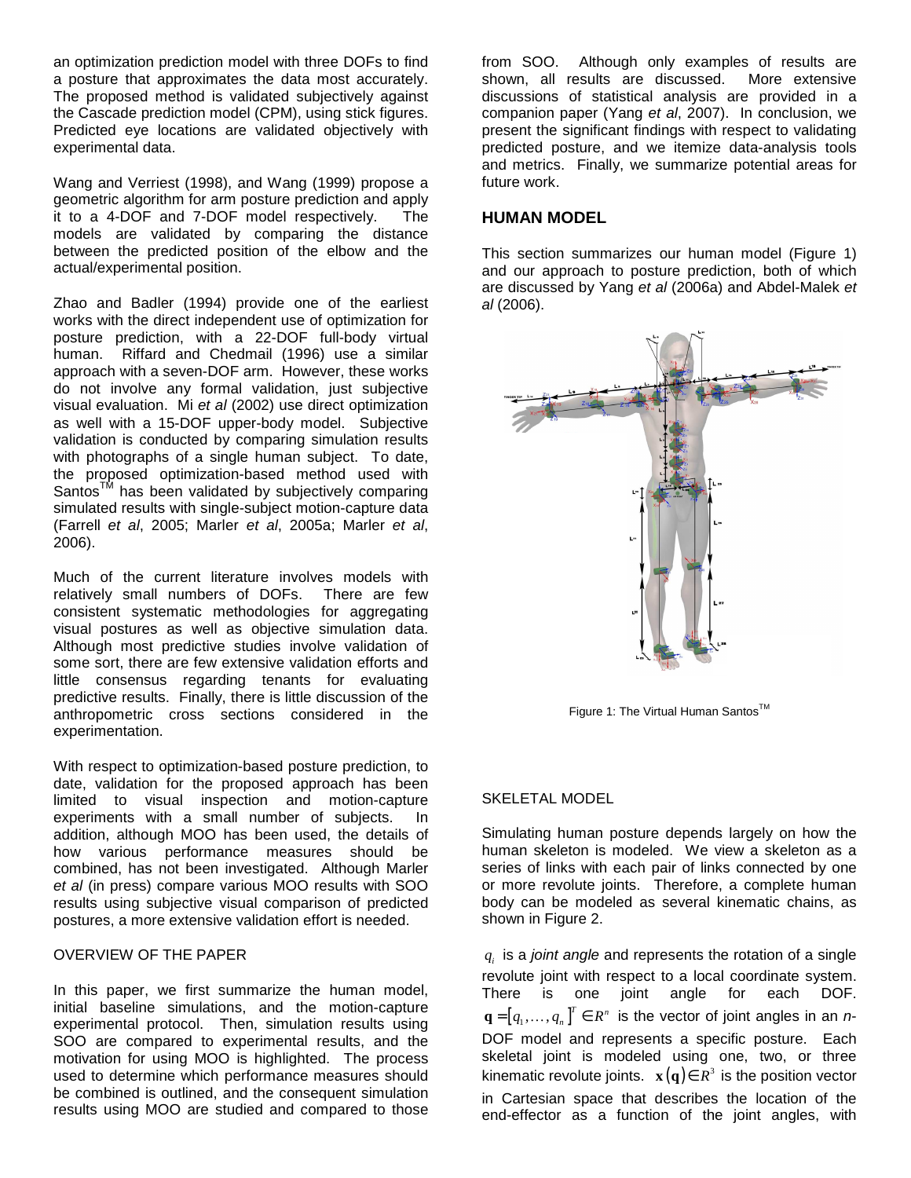an optimization prediction model with three DOFs to find a posture that approximates the data most accurately. The proposed method is validated subjectively against the Cascade prediction model (CPM), using stick figures. Predicted eye locations are validated objectively with experimental data.

Wang and Verriest (1998), and Wang (1999) propose a geometric algorithm for arm posture prediction and apply it to a 4-DOF and 7-DOF model respectively. The models are validated by comparing the distance between the predicted position of the elbow and the actual/experimental position.

Zhao and Badler (1994) provide one of the earliest works with the direct independent use of optimization for posture prediction, with a 22-DOF full-body virtual human. Riffard and Chedmail (1996) use a similar approach with a seven-DOF arm. However, these works do not involve any formal validation, just subjective visual evaluation. Mi *et al* (2002) use direct optimization as well with a 15-DOF upper-body model. Subjective validation is conducted by comparing simulation results with photographs of a single human subject. To date, the proposed optimization-based method used with Santos™ has been validated by subjectively comparing simulated results with single-subject motion-capture data (Farrell *et al*, 2005; Marler *et al*, 2005a; Marler *et al*, 2006).

Much of the current literature involves models with relatively small numbers of DOFs. There are few consistent systematic methodologies for aggregating visual postures as well as objective simulation data. Although most predictive studies involve validation of some sort, there are few extensive validation efforts and little consensus regarding tenants for evaluating predictive results. Finally, there is little discussion of the anthropometric cross sections considered in the experimentation.

With respect to optimization-based posture prediction, to date, validation for the proposed approach has been limited to visual inspection and motion-capture experiments with a small number of subjects. In addition, although MOO has been used, the details of how various performance measures should be combined, has not been investigated. Although Marler *et al* (in press) compare various MOO results with SOO results using subjective visual comparison of predicted postures, a more extensive validation effort is needed.

OVERVIEW OF THE PAPER

In this paper, we first summarize the human model, initial baseline simulations, and the motion-capture experimental protocol. Then, simulation results using SOO are compared to experimental results, and the motivation for using MOO is highlighted. The process used to determine which performance measures should be combined is outlined, and the consequent simulation results using MOO are studied and compared to those from SOO. Although only examples of results are shown, all results are discussed. More extensive discussions of statistical analysis are provided in a companion paper (Yang *et al*, 2007). In conclusion, we present the significant findings with respect to validating predicted posture, and we itemize data-analysis tools and metrics. Finally, we summarize potential areas for future work.

## HUMAN MODEL

This section summarizes our human model (Figure 1) and our approach to posture prediction, both of which are discussed by Yang *et al* (2006a) and Abdel-Malek *et al* (2006).

Figure 1: The Virtual Human Santos™

SKELETAL MODEL

Simulating human posture depends largely on how the human skeleton is modeled. We view a skeleton as a series of links with each pair of links connected by one or more revolute joints. Therefore, a complete human body can be modeled as several kinematic chains, as shown in Figure 2.

$q_i$ is a *joint angle* and represents the rotation of a single revolute joint with respect to a local coordinate system. There is one joint angle for each DOF. $\mathbf{q} = [q_1, \ldots, q_n]^T \in R^n$ is the vector of joint angles in an *n*-DOF model and represents a specific posture. Each skeletal joint is modeled using one, two, or three kinematic revolute joints. $\mathbf{x}(\mathbf{q}) \in R^3$ is the position vector in Cartesian space that describes the location of the end-effector as a function of the joint angles, with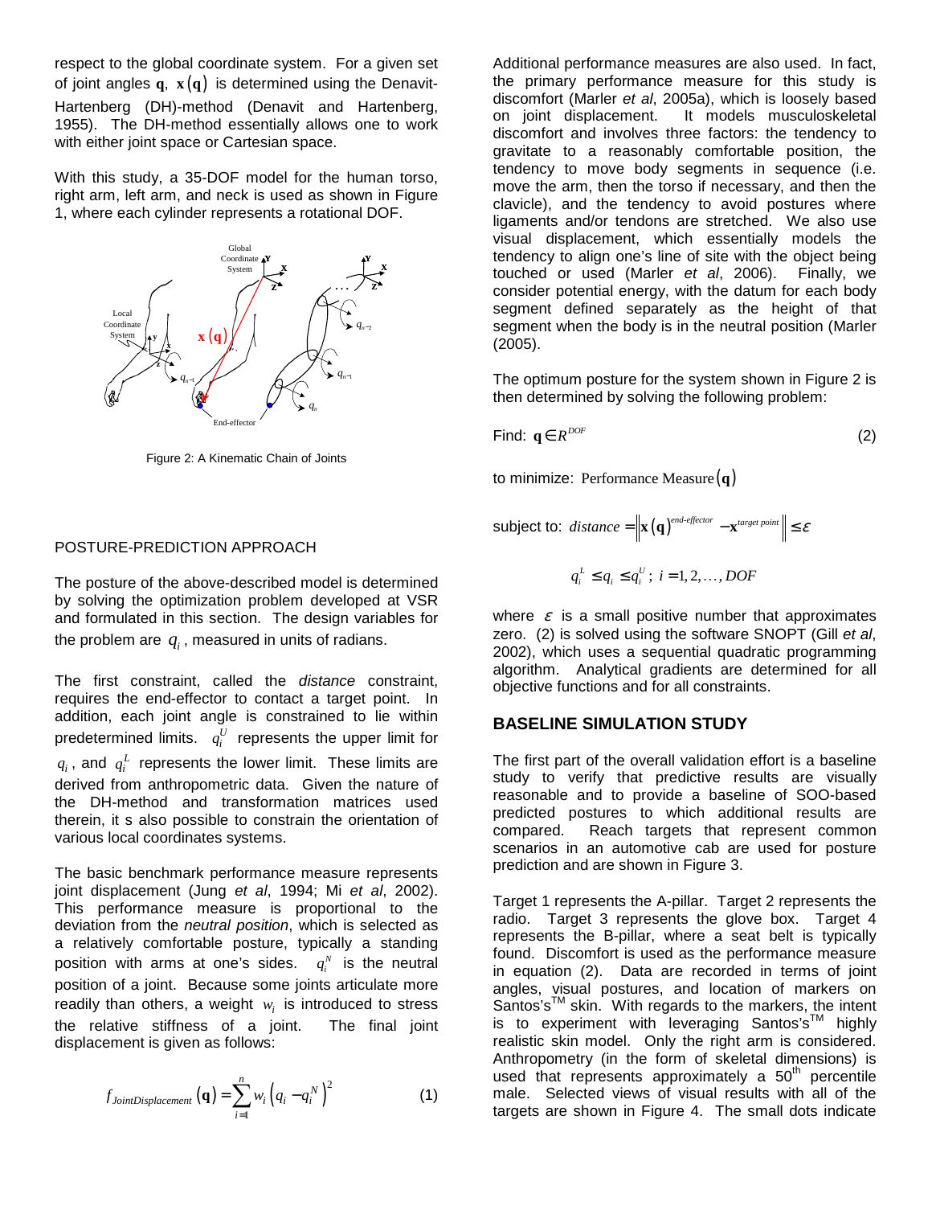respect to the global coordinate system. For a given set of joint angles $\mathbf{q}$, $\mathbf{x}(\mathbf{q})$ is determined using the Denavit-Hartenberg (DH)-method (Denavit and Hartenberg, 1955). The DH-method essentially allows one to work with either joint space or Cartesian space.

With this study, a 35-DOF model for the human torso, right arm, left arm, and neck is used as shown in Figure 1, where each cylinder represents a rotational DOF.

Figure 2: A Kinematic Chain of Joints

## POSTURE-PREDICTION APPROACH

The posture of the above-described model is determined by solving the optimization problem developed at VSR and formulated in this section. The design variables for the problem are $q_i$, measured in units of radians.

The first constraint, called the *distance* constraint, requires the end-effector to contact a target point. In addition, each joint angle is constrained to lie within predetermined limits. $q_i^U$ represents the upper limit for $q_i$, and $q_i^L$ represents the lower limit. These limits are derived from anthropometric data. Given the nature of the DH-method and transformation matrices used therein, it s also possible to constrain the orientation of various local coordinates systems.

The basic benchmark performance measure represents joint displacement (Jung *et al*, 1994; Mi *et al*, 2002). This performance measure is proportional to the deviation from the *neutral position*, which is selected as a relatively comfortable posture, typically a standing position with arms at one's sides. $q_i^N$ is the neutral position of a joint. Because some joints articulate more readily than others, a weight $w_i$ is introduced to stress the relative stiffness of a joint. The final joint displacement is given as follows:

$$f_{JointDisplacement}(\mathbf{q}) = \sum_{i=1}^{n} w_i \left(q_i - q_i^N\right)^2 \tag{1}$$

Additional performance measures are also used. In fact, the primary performance measure for this study is discomfort (Marler *et al*, 2005a), which is loosely based on joint displacement. It models musculoskeletal discomfort and involves three factors: the tendency to gravitate to a reasonably comfortable position, the tendency to move body segments in sequence (i.e. move the arm, then the torso if necessary, and then the clavicle), and the tendency to avoid postures where ligaments and/or tendons are stretched. We also use visual displacement, which essentially models the tendency to align one's line of site with the object being touched or used (Marler *et al*, 2006). Finally, we consider potential energy, with the datum for each body segment defined separately as the height of that segment when the body is in the neutral position (Marler (2005).

The optimum posture for the system shown in Figure 2 is then determined by solving the following problem:

$$\text{Find: } \mathbf{q} \in R^{DOF} \tag{2}$$

to minimize: $\text{Performance Measure}(\mathbf{q})$

subject to: $distance = \left\| \mathbf{x}(\mathbf{q})^{end\text{-}effector} - \mathbf{x}^{target\ point} \right\| \leq \varepsilon$

$$q_i^L \leq q_i \leq q_i^U;\ i = 1, 2, \ldots, DOF$$

where $\varepsilon$ is a small positive number that approximates zero. (2) is solved using the software SNOPT (Gill *et al*, 2002), which uses a sequential quadratic programming algorithm. Analytical gradients are determined for all objective functions and for all constraints.

## BASELINE SIMULATION STUDY

The first part of the overall validation effort is a baseline study to verify that predictive results are visually reasonable and to provide a baseline of SOO-based predicted postures to which additional results are compared. Reach targets that represent common scenarios in an automotive cab are used for posture prediction and are shown in Figure 3.

Target 1 represents the A-pillar. Target 2 represents the radio. Target 3 represents the glove box. Target 4 represents the B-pillar, where a seat belt is typically found. Discomfort is used as the performance measure in equation (2). Data are recorded in terms of joint angles, visual postures, and location of markers on Santos's™ skin. With regards to the markers, the intent is to experiment with leveraging Santos's™ highly realistic skin model. Only the right arm is considered. Anthropometry (in the form of skeletal dimensions) is used that represents approximately a 50th percentile male. Selected views of visual results with all of the targets are shown in Figure 4. The small dots indicate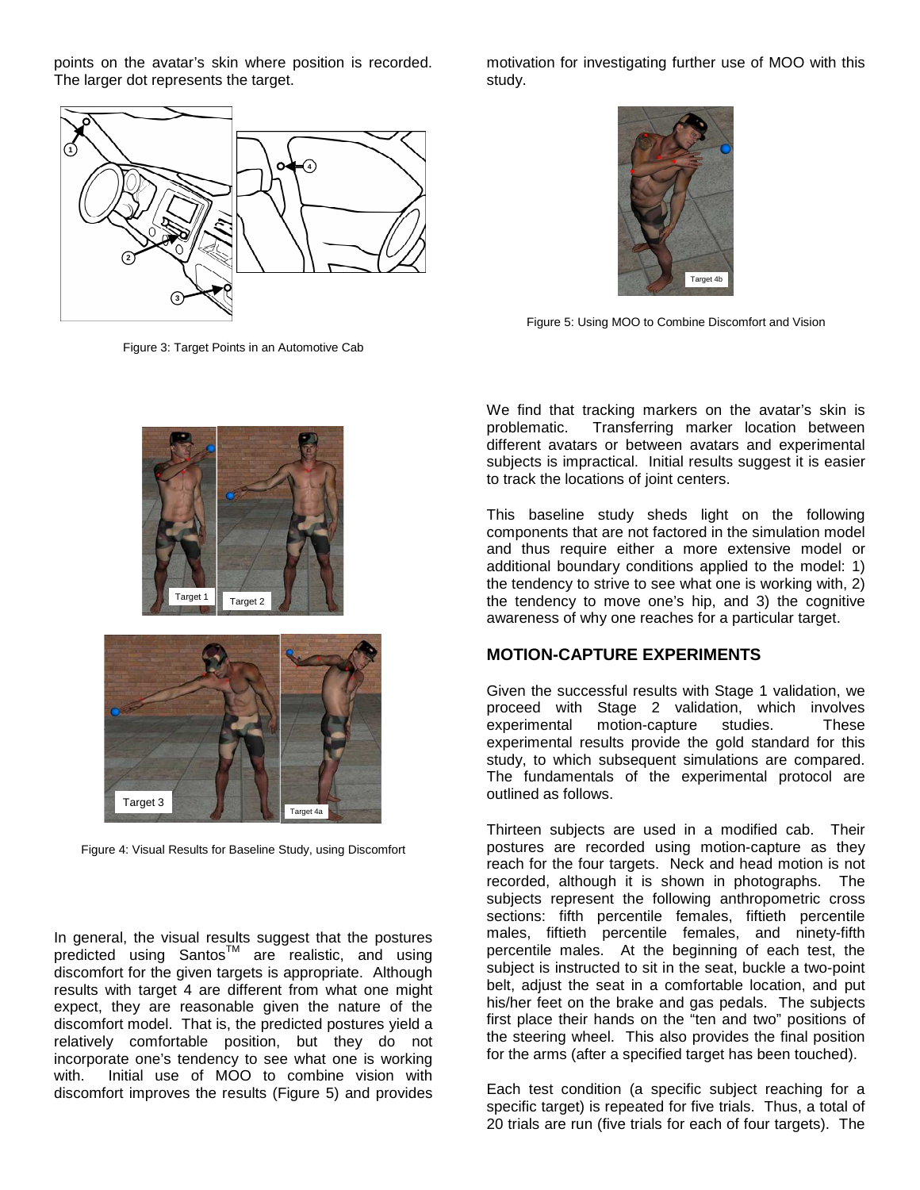points on the avatar's skin where position is recorded. The larger dot represents the target.

Figure 3: Target Points in an Automotive Cab

Figure 4: Visual Results for Baseline Study, using Discomfort

In general, the visual results suggest that the postures predicted using Santos™ are realistic, and using discomfort for the given targets is appropriate. Although results with target 4 are different from what one might expect, they are reasonable given the nature of the discomfort model. That is, the predicted postures yield a relatively comfortable position, but they do not incorporate one's tendency to see what one is working with. Initial use of MOO to combine vision with discomfort improves the results (Figure 5) and provides motivation for investigating further use of MOO with this study.

Figure 5: Using MOO to Combine Discomfort and Vision

We find that tracking markers on the avatar's skin is problematic. Transferring marker location between different avatars or between avatars and experimental subjects is impractical. Initial results suggest it is easier to track the locations of joint centers.

This baseline study sheds light on the following components that are not factored in the simulation model and thus require either a more extensive model or additional boundary conditions applied to the model: 1) the tendency to strive to see what one is working with, 2) the tendency to move one's hip, and 3) the cognitive awareness of why one reaches for a particular target.

## MOTION-CAPTURE EXPERIMENTS

Given the successful results with Stage 1 validation, we proceed with Stage 2 validation, which involves experimental motion-capture studies. These experimental results provide the gold standard for this study, to which subsequent simulations are compared. The fundamentals of the experimental protocol are outlined as follows.

Thirteen subjects are used in a modified cab. Their postures are recorded using motion-capture as they reach for the four targets. Neck and head motion is not recorded, although it is shown in photographs. The subjects represent the following anthropometric cross sections: fifth percentile females, fiftieth percentile males, fiftieth percentile females, and ninety-fifth percentile males. At the beginning of each test, the subject is instructed to sit in the seat, buckle a two-point belt, adjust the seat in a comfortable location, and put his/her feet on the brake and gas pedals. The subjects first place their hands on the "ten and two" positions of the steering wheel. This also provides the final position for the arms (after a specified target has been touched).

Each test condition (a specific subject reaching for a specific target) is repeated for five trials. Thus, a total of 20 trials are run (five trials for each of four targets). The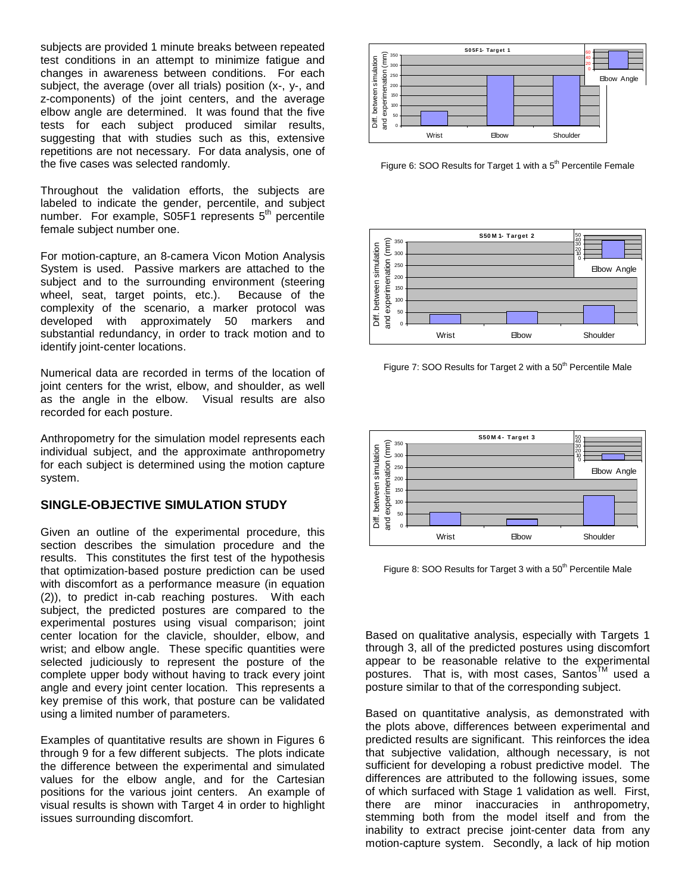subjects are provided 1 minute breaks between repeated test conditions in an attempt to minimize fatigue and changes in awareness between conditions. For each subject, the average (over all trials) position (x-, y-, and z-components) of the joint centers, and the average elbow angle are determined. It was found that the five tests for each subject produced similar results, suggesting that with studies such as this, extensive repetitions are not necessary. For data analysis, one of the five cases was selected randomly.

Throughout the validation efforts, the subjects are labeled to indicate the gender, percentile, and subject number. For example, S05F1 represents 5[th] percentile female subject number one.

For motion-capture, an 8-camera Vicon Motion Analysis System is used. Passive markers are attached to the subject and to the surrounding environment (steering wheel, seat, target points, etc.). Because of the complexity of the scenario, a marker protocol was developed with approximately 50 markers and substantial redundancy, in order to track motion and to identify joint-center locations.

Numerical data are recorded in terms of the location of joint centers for the wrist, elbow, and shoulder, as well as the angle in the elbow. Visual results are also recorded for each posture.

Anthropometry for the simulation model represents each individual subject, and the approximate anthropometry for each subject is determined using the motion capture system.

## SINGLE-OBJECTIVE SIMULATION STUDY

Given an outline of the experimental procedure, this section describes the simulation procedure and the results. This constitutes the first test of the hypothesis that optimization-based posture prediction can be used with discomfort as a performance measure (in equation (2)), to predict in-cab reaching postures. With each subject, the predicted postures are compared to the experimental postures using visual comparison; joint center location for the clavicle, shoulder, elbow, and wrist; and elbow angle. These specific quantities were selected judiciously to represent the posture of the complete upper body without having to track every joint angle and every joint center location. This represents a key premise of this work, that posture can be validated using a limited number of parameters.

Examples of quantitative results are shown in Figures 6 through 9 for a few different subjects. The plots indicate the difference between the experimental and simulated values for the elbow angle, and for the Cartesian positions for the various joint centers. An example of visual results is shown with Target 4 in order to highlight issues surrounding discomfort.

Figure 6: SOO Results for Target 1 with a 5[th] Percentile Female

Figure 7: SOO Results for Target 2 with a 50[th] Percentile Male

Figure 8: SOO Results for Target 3 with a 50[th] Percentile Male

Based on qualitative analysis, especially with Targets 1 through 3, all of the predicted postures using discomfort appear to be reasonable relative to the experimental postures. That is, with most cases, Santos[TM] used a posture similar to that of the corresponding subject.

Based on quantitative analysis, as demonstrated with the plots above, differences between experimental and predicted results are significant. This reinforces the idea that subjective validation, although necessary, is not sufficient for developing a robust predictive model. The differences are attributed to the following issues, some of which surfaced with Stage 1 validation as well. First, there are minor inaccuracies in anthropometry, stemming both from the model itself and from the inability to extract precise joint-center data from any motion-capture system. Secondly, a lack of hip motion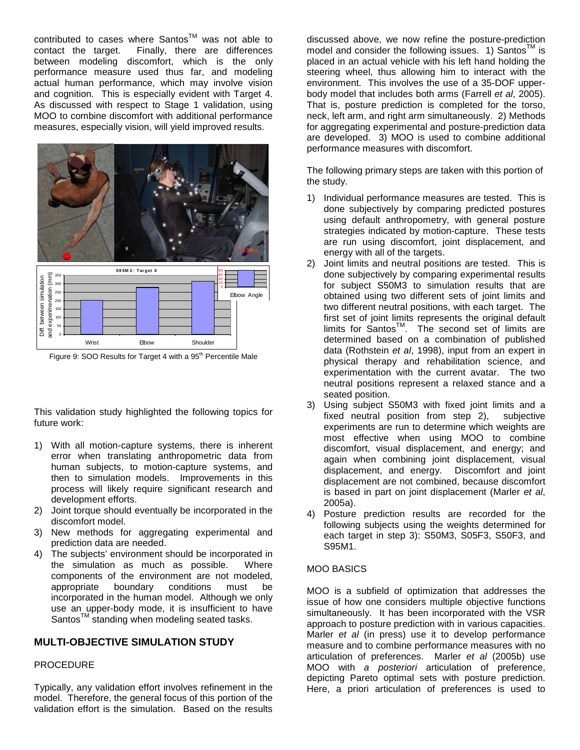contributed to cases where Santos™ was not able to contact the target. Finally, there are differences between modeling discomfort, which is the only performance measure used thus far, and modeling actual human performance, which may involve vision and cognition. This is especially evident with Target 4. As discussed with respect to Stage 1 validation, using MOO to combine discomfort with additional performance measures, especially vision, will yield improved results.

Figure 9: SOO Results for Target 4 with a 95th Percentile Male

This validation study highlighted the following topics for future work:

1) With all motion-capture systems, there is inherent error when translating anthropometric data from human subjects, to motion-capture systems, and then to simulation models. Improvements in this process will likely require significant research and development efforts.
2) Joint torque should eventually be incorporated in the discomfort model.
3) New methods for aggregating experimental and prediction data are needed.
4) The subjects' environment should be incorporated in the simulation as much as possible. Where components of the environment are not modeled, appropriate boundary conditions must be incorporated in the human model. Although we only use an upper-body mode, it is insufficient to have Santos™ standing when modeling seated tasks.

## MULTI-OBJECTIVE SIMULATION STUDY

### PROCEDURE

Typically, any validation effort involves refinement in the model. Therefore, the general focus of this portion of the validation effort is the simulation. Based on the results discussed above, we now refine the posture-prediction model and consider the following issues. 1) Santos™ is placed in an actual vehicle with his left hand holding the steering wheel, thus allowing him to interact with the environment. This involves the use of a 35-DOF upper-body model that includes both arms (Farrell *et al*, 2005). That is, posture prediction is completed for the torso, neck, left arm, and right arm simultaneously. 2) Methods for aggregating experimental and posture-prediction data are developed. 3) MOO is used to combine additional performance measures with discomfort.

The following primary steps are taken with this portion of the study.

1) Individual performance measures are tested. This is done subjectively by comparing predicted postures using default anthropometry, with general posture strategies indicated by motion-capture. These tests are run using discomfort, joint displacement, and energy with all of the targets.
2) Joint limits and neutral positions are tested. This is done subjectively by comparing experimental results for subject S50M3 to simulation results that are obtained using two different sets of joint limits and two different neutral positions, with each target. The first set of joint limits represents the original default limits for Santos™. The second set of limits are determined based on a combination of published data (Rothstein *et al*, 1998), input from an expert in physical therapy and rehabilitation science, and experimentation with the current avatar. The two neutral positions represent a relaxed stance and a seated position.
3) Using subject S50M3 with fixed joint limits and a fixed neutral position from step 2), subjective experiments are run to determine which weights are most effective when using MOO to combine discomfort, visual displacement, and energy; and again when combining joint displacement, visual displacement, and energy. Discomfort and joint displacement are not combined, because discomfort is based in part on joint displacement (Marler *et al*, 2005a).
4) Posture prediction results are recorded for the following subjects using the weights determined for each target in step 3): S50M3, S05F3, S50F3, and S95M1.

### MOO BASICS

MOO is a subfield of optimization that addresses the issue of how one considers multiple objective functions simultaneously. It has been incorporated with the VSR approach to posture prediction with in various capacities. Marler *et al* (in press) use it to develop performance measure and to combine performance measures with no articulation of preferences. Marler *et al* (2005b) use MOO with *a posteriori* articulation of preference, depicting Pareto optimal sets with posture prediction. Here, a priori articulation of preferences is used to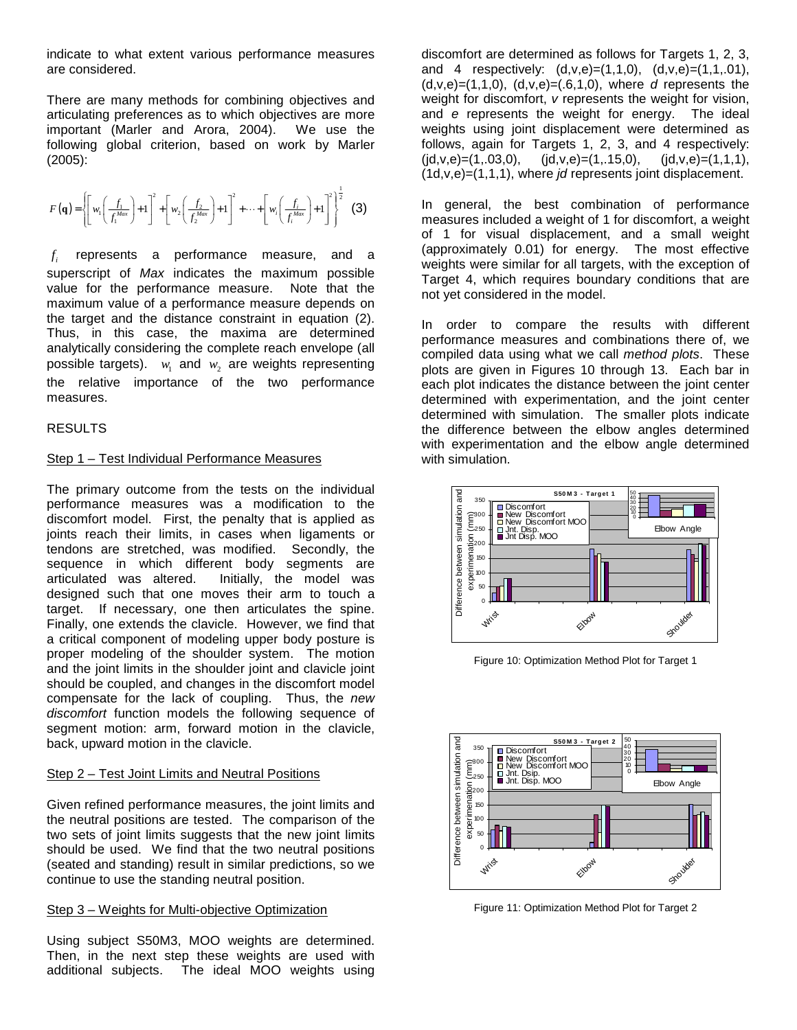indicate to what extent various performance measures are considered.

There are many methods for combining objectives and articulating preferences as to which objectives are more important (Marler and Arora, 2004). We use the following global criterion, based on work by Marler (2005):

$$F(\mathbf{q}) = \left\{ \left[ w_1 \left( \frac{f_1}{f_1^{Max}} \right) + 1 \right]^2 + \left[ w_2 \left( \frac{f_2}{f_2^{Max}} \right) + 1 \right]^2 + \cdots + \left[ w_i \left( \frac{f_i}{f_i^{Max}} \right) + 1 \right]^2 \right\}^{\frac{1}{2}} \quad (3)$$

$f_i$ represents a performance measure, and a superscript of *Max* indicates the maximum possible value for the performance measure. Note that the maximum value of a performance measure depends on the target and the distance constraint in equation (2). Thus, in this case, the maxima are determined analytically considering the complete reach envelope (all possible targets). $w_1$ and $w_2$ are weights representing the relative importance of the two performance measures.

## RESULTS

### Step 1 – Test Individual Performance Measures

The primary outcome from the tests on the individual performance measures was a modification to the discomfort model. First, the penalty that is applied as joints reach their limits, in cases when ligaments or tendons are stretched, was modified. Secondly, the sequence in which different body segments are articulated was altered. Initially, the model was designed such that one moves their arm to touch a target. If necessary, one then articulates the spine. Finally, one extends the clavicle. However, we find that a critical component of modeling upper body posture is proper modeling of the shoulder system. The motion and the joint limits in the shoulder joint and clavicle joint should be coupled, and changes in the discomfort model compensate for the lack of coupling. Thus, the *new discomfort* function models the following sequence of segment motion: arm, forward motion in the clavicle, back, upward motion in the clavicle.

### Step 2 – Test Joint Limits and Neutral Positions

Given refined performance measures, the joint limits and the neutral positions are tested. The comparison of the two sets of joint limits suggests that the new joint limits should be used. We find that the two neutral positions (seated and standing) result in similar predictions, so we continue to use the standing neutral position.

### Step 3 – Weights for Multi-objective Optimization

Using subject S50M3, MOO weights are determined. Then, in the next step these weights are used with additional subjects. The ideal MOO weights using discomfort are determined as follows for Targets 1, 2, 3, and 4 respectively: (d,v,e)=(1,1,0), (d,v,e)=(1,1,.01), (d,v,e)=(1,1,0), (d,v,e)=(.6,1,0), where *d* represents the weight for discomfort, *v* represents the weight for vision, and *e* represents the weight for energy. The ideal weights using joint displacement were determined as follows, again for Targets 1, 2, 3, and 4 respectively: (jd,v,e)=(1,.03,0), (jd,v,e)=(1,.15,0), (jd,v,e)=(1,1,1), (1d,v,e)=(1,1,1), where *jd* represents joint displacement.

In general, the best combination of performance measures included a weight of 1 for discomfort, a weight of 1 for visual displacement, and a small weight (approximately 0.01) for energy. The most effective weights were similar for all targets, with the exception of Target 4, which requires boundary conditions that are not yet considered in the model.

In order to compare the results with different performance measures and combinations there of, we compiled data using what we call *method plots*. These plots are given in Figures 10 through 13. Each bar in each plot indicates the distance between the joint center determined with experimentation, and the joint center determined with simulation. The smaller plots indicate the difference between the elbow angles determined with experimentation and the elbow angle determined with simulation.

Figure 10: Optimization Method Plot for Target 1

Figure 11: Optimization Method Plot for Target 2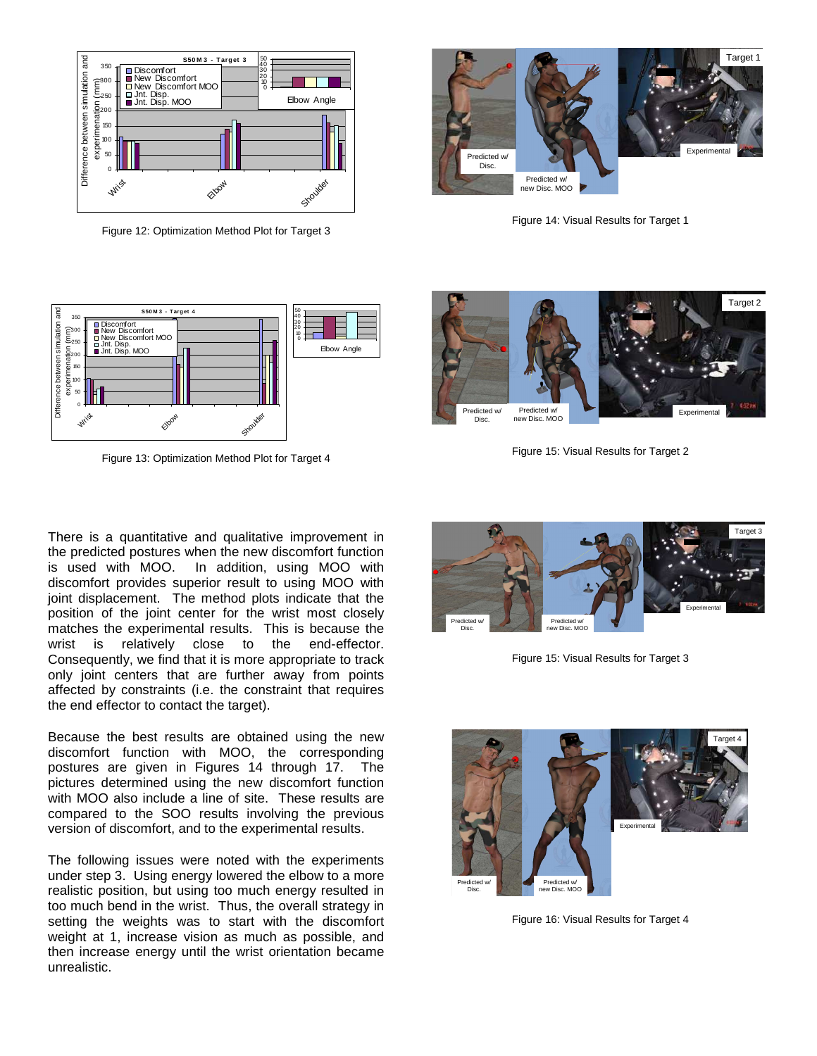Figure 12: Optimization Method Plot for Target 3

Figure 13: Optimization Method Plot for Target 4

There is a quantitative and qualitative improvement in the predicted postures when the new discomfort function is used with MOO. In addition, using MOO with discomfort provides superior result to using MOO with joint displacement. The method plots indicate that the position of the joint center for the wrist most closely matches the experimental results. This is because the wrist is relatively close to the end-effector. Consequently, we find that it is more appropriate to track only joint centers that are further away from points affected by constraints (i.e. the constraint that requires the end effector to contact the target).

Because the best results are obtained using the new discomfort function with MOO, the corresponding postures are given in Figures 14 through 17. The pictures determined using the new discomfort function with MOO also include a line of site. These results are compared to the SOO results involving the previous version of discomfort, and to the experimental results.

The following issues were noted with the experiments under step 3. Using energy lowered the elbow to a more realistic position, but using too much energy resulted in too much bend in the wrist. Thus, the overall strategy in setting the weights was to start with the discomfort weight at 1, increase vision as much as possible, and then increase energy until the wrist orientation became unrealistic.

Figure 14: Visual Results for Target 1

Figure 15: Visual Results for Target 2

Figure 15: Visual Results for Target 3

Figure 16: Visual Results for Target 4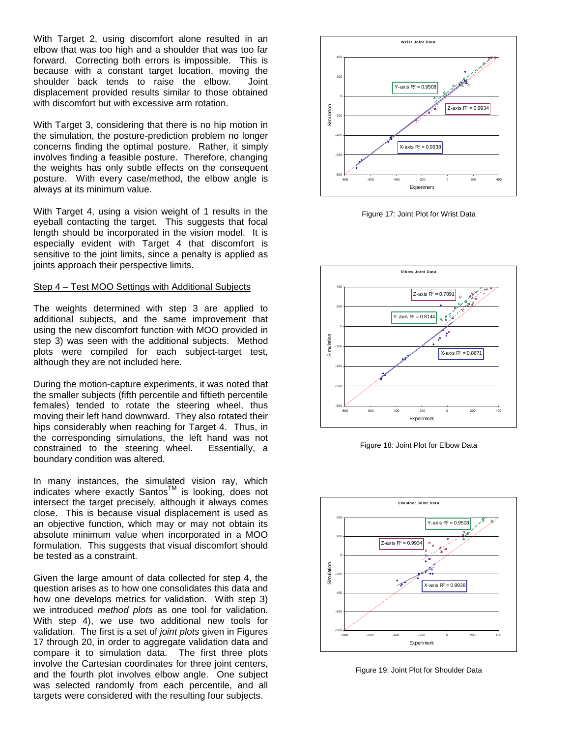With Target 2, using discomfort alone resulted in an elbow that was too high and a shoulder that was too far forward. Correcting both errors is impossible. This is because with a constant target location, moving the shoulder back tends to raise the elbow. Joint displacement provided results similar to those obtained with discomfort but with excessive arm rotation.

With Target 3, considering that there is no hip motion in the simulation, the posture-prediction problem no longer concerns finding the optimal posture. Rather, it simply involves finding a feasible posture. Therefore, changing the weights has only subtle effects on the consequent posture. With every case/method, the elbow angle is always at its minimum value.

With Target 4, using a vision weight of 1 results in the eyeball contacting the target. This suggests that focal length should be incorporated in the vision model. It is especially evident with Target 4 that discomfort is sensitive to the joint limits, since a penalty is applied as joints approach their perspective limits.

### Step 4 – Test MOO Settings with Additional Subjects

The weights determined with step 3 are applied to additional subjects, and the same improvement that using the new discomfort function with MOO provided in step 3) was seen with the additional subjects. Method plots were compiled for each subject-target test, although they are not included here.

During the motion-capture experiments, it was noted that the smaller subjects (fifth percentile and fiftieth percentile females) tended to rotate the steering wheel, thus moving their left hand downward. They also rotated their hips considerably when reaching for Target 4. Thus, in the corresponding simulations, the left hand was not constrained to the steering wheel. Essentially, a boundary condition was altered.

In many instances, the simulated vision ray, which indicates where exactly Santos™ is looking, does not intersect the target precisely, although it always comes close. This is because visual displacement is used as an objective function, which may or may not obtain its absolute minimum value when incorporated in a MOO formulation. This suggests that visual discomfort should be tested as a constraint.

Given the large amount of data collected for step 4, the question arises as to how one consolidates this data and how one develops metrics for validation. With step 3) we introduced *method plots* as one tool for validation. With step 4), we use two additional new tools for validation. The first is a set of *joint plots* given in Figures 17 through 20, in order to aggregate validation data and compare it to simulation data. The first three plots involve the Cartesian coordinates for three joint centers, and the fourth plot involves elbow angle. One subject was selected randomly from each percentile, and all targets were considered with the resulting four subjects.

Figure 17: Joint Plot for Wrist Data

Figure 18: Joint Plot for Elbow Data

Figure 19: Joint Plot for Shoulder Data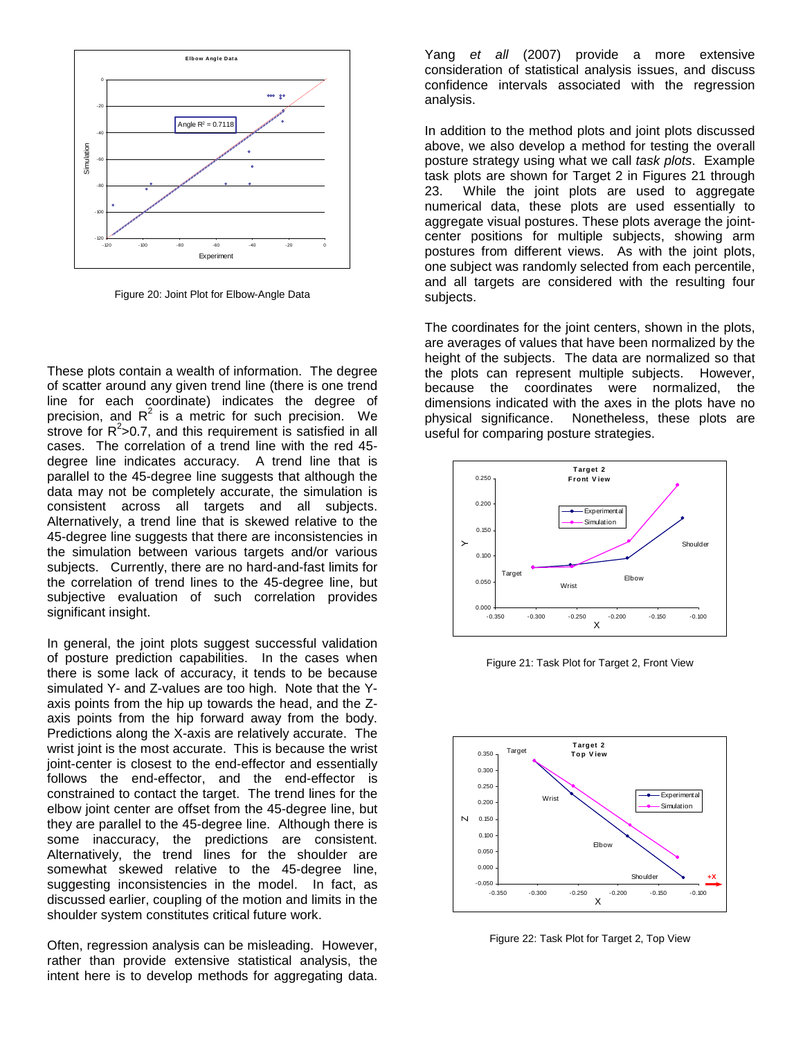Figure 20: Joint Plot for Elbow-Angle Data

These plots contain a wealth of information. The degree of scatter around any given trend line (there is one trend line for each coordinate) indicates the degree of precision, and $R^2$ is a metric for such precision. We strove for $R^2$>0.7, and this requirement is satisfied in all cases. The correlation of a trend line with the red 45-degree line indicates accuracy. A trend line that is parallel to the 45-degree line suggests that although the data may not be completely accurate, the simulation is consistent across all targets and all subjects. Alternatively, a trend line that is skewed relative to the 45-degree line suggests that there are inconsistencies in the simulation between various targets and/or various subjects. Currently, there are no hard-and-fast limits for the correlation of trend lines to the 45-degree line, but subjective evaluation of such correlation provides significant insight.

In general, the joint plots suggest successful validation of posture prediction capabilities. In the cases when there is some lack of accuracy, it tends to be because simulated Y- and Z-values are too high. Note that the Y-axis points from the hip up towards the head, and the Z-axis points from the hip forward away from the body. Predictions along the X-axis are relatively accurate. The wrist joint is the most accurate. This is because the wrist joint-center is closest to the end-effector and essentially follows the end-effector, and the end-effector is constrained to contact the target. The trend lines for the elbow joint center are offset from the 45-degree line, but they are parallel to the 45-degree line. Although there is some inaccuracy, the predictions are consistent. Alternatively, the trend lines for the shoulder are somewhat skewed relative to the 45-degree line, suggesting inconsistencies in the model. In fact, as discussed earlier, coupling of the motion and limits in the shoulder system constitutes critical future work.

Often, regression analysis can be misleading. However, rather than provide extensive statistical analysis, the intent here is to develop methods for aggregating data. Yang *et all* (2007) provide a more extensive consideration of statistical analysis issues, and discuss confidence intervals associated with the regression analysis.

In addition to the method plots and joint plots discussed above, we also develop a method for testing the overall posture strategy using what we call *task plots*. Example task plots are shown for Target 2 in Figures 21 through 23. While the joint plots are used to aggregate numerical data, these plots are used essentially to aggregate visual postures. These plots average the joint-center positions for multiple subjects, showing arm postures from different views. As with the joint plots, one subject was randomly selected from each percentile, and all targets are considered with the resulting four subjects.

The coordinates for the joint centers, shown in the plots, are averages of values that have been normalized by the height of the subjects. The data are normalized so that the plots can represent multiple subjects. However, because the coordinates were normalized, the dimensions indicated with the axes in the plots have no physical significance. Nonetheless, these plots are useful for comparing posture strategies.

Figure 21: Task Plot for Target 2, Front View

Figure 22: Task Plot for Target 2, Top View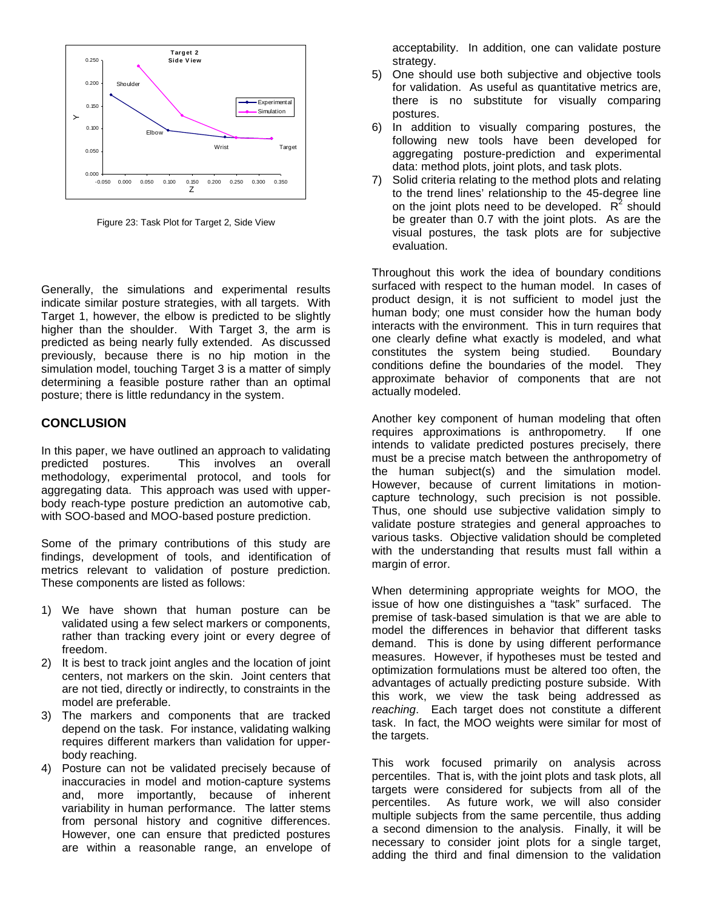Figure 23: Task Plot for Target 2, Side View

Generally, the simulations and experimental results indicate similar posture strategies, with all targets. With Target 1, however, the elbow is predicted to be slightly higher than the shoulder. With Target 3, the arm is predicted as being nearly fully extended. As discussed previously, because there is no hip motion in the simulation model, touching Target 3 is a matter of simply determining a feasible posture rather than an optimal posture; there is little redundancy in the system.

## CONCLUSION

In this paper, we have outlined an approach to validating predicted postures. This involves an overall methodology, experimental protocol, and tools for aggregating data. This approach was used with upper-body reach-type posture prediction an automotive cab, with SOO-based and MOO-based posture prediction.

Some of the primary contributions of this study are findings, development of tools, and identification of metrics relevant to validation of posture prediction. These components are listed as follows:

1) We have shown that human posture can be validated using a few select markers or components, rather than tracking every joint or every degree of freedom.
2) It is best to track joint angles and the location of joint centers, not markers on the skin. Joint centers that are not tied, directly or indirectly, to constraints in the model are preferable.
3) The markers and components that are tracked depend on the task. For instance, validating walking requires different markers than validation for upper-body reaching.
4) Posture can not be validated precisely because of inaccuracies in model and motion-capture systems and, more importantly, because of inherent variability in human performance. The latter stems from personal history and cognitive differences. However, one can ensure that predicted postures are within a reasonable range, an envelope of acceptability. In addition, one can validate posture strategy.
5) One should use both subjective and objective tools for validation. As useful as quantitative metrics are, there is no substitute for visually comparing postures.
6) In addition to visually comparing postures, the following new tools have been developed for aggregating posture-prediction and experimental data: method plots, joint plots, and task plots.
7) Solid criteria relating to the method plots and relating to the trend lines' relationship to the 45-degree line on the joint plots need to be developed. $R^2$ should be greater than 0.7 with the joint plots. As are the visual postures, the task plots are for subjective evaluation.

Throughout this work the idea of boundary conditions surfaced with respect to the human model. In cases of product design, it is not sufficient to model just the human body; one must consider how the human body interacts with the environment. This in turn requires that one clearly define what exactly is modeled, and what constitutes the system being studied. Boundary conditions define the boundaries of the model. They approximate behavior of components that are not actually modeled.

Another key component of human modeling that often requires approximations is anthropometry. If one intends to validate predicted postures precisely, there must be a precise match between the anthropometry of the human subject(s) and the simulation model. However, because of current limitations in motion-capture technology, such precision is not possible. Thus, one should use subjective validation simply to validate posture strategies and general approaches to various tasks. Objective validation should be completed with the understanding that results must fall within a margin of error.

When determining appropriate weights for MOO, the issue of how one distinguishes a "task" surfaced. The premise of task-based simulation is that we are able to model the differences in behavior that different tasks demand. This is done by using different performance measures. However, if hypotheses must be tested and optimization formulations must be altered too often, the advantages of actually predicting posture subside. With this work, we view the task being addressed as *reaching*. Each target does not constitute a different task. In fact, the MOO weights were similar for most of the targets.

This work focused primarily on analysis across percentiles. That is, with the joint plots and task plots, all targets were considered for subjects from all of the percentiles. As future work, we will also consider multiple subjects from the same percentile, thus adding a second dimension to the analysis. Finally, it will be necessary to consider joint plots for a single target, adding the third and final dimension to the validation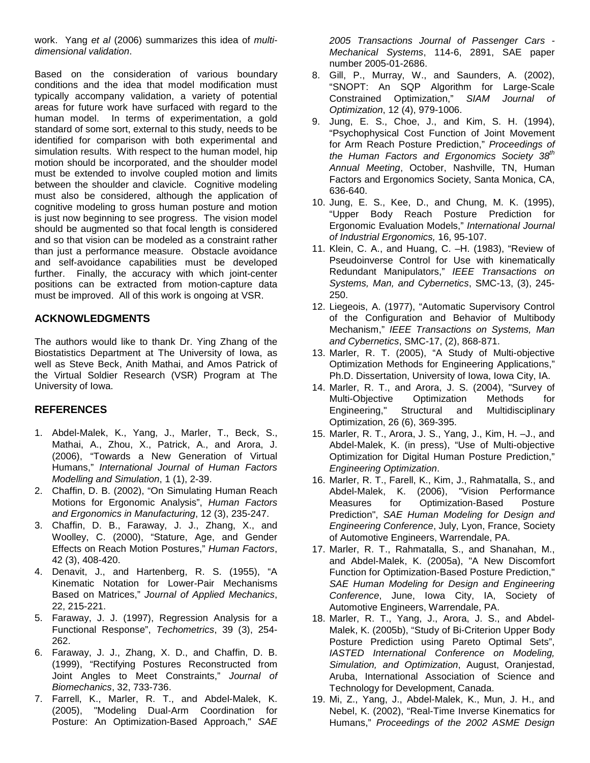work. Yang *et al* (2006) summarizes this idea of *multi-dimensional validation*.

Based on the consideration of various boundary conditions and the idea that model modification must typically accompany validation, a variety of potential areas for future work have surfaced with regard to the human model. In terms of experimentation, a gold standard of some sort, external to this study, needs to be identified for comparison with both experimental and simulation results. With respect to the human model, hip motion should be incorporated, and the shoulder model must be extended to involve coupled motion and limits between the shoulder and clavicle. Cognitive modeling must also be considered, although the application of cognitive modeling to gross human posture and motion is just now beginning to see progress. The vision model should be augmented so that focal length is considered and so that vision can be modeled as a constraint rather than just a performance measure. Obstacle avoidance and self-avoidance capabilities must be developed further. Finally, the accuracy with which joint-center positions can be extracted from motion-capture data must be improved. All of this work is ongoing at VSR.

## ACKNOWLEDGMENTS

The authors would like to thank Dr. Ying Zhang of the Biostatistics Department at The University of Iowa, as well as Steve Beck, Anith Mathai, and Amos Patrick of the Virtual Soldier Research (VSR) Program at The University of Iowa.

## REFERENCES

1. Abdel-Malek, K., Yang, J., Marler, T., Beck, S., Mathai, A., Zhou, X., Patrick, A., and Arora, J. (2006), "Towards a New Generation of Virtual Humans," *International Journal of Human Factors Modelling and Simulation*, 1 (1), 2-39.
2. Chaffin, D. B. (2002), "On Simulating Human Reach Motions for Ergonomic Analysis", *Human Factors and Ergonomics in Manufacturing*, 12 (3), 235-247.
3. Chaffin, D. B., Faraway, J. J., Zhang, X., and Woolley, C. (2000), "Stature, Age, and Gender Effects on Reach Motion Postures," *Human Factors*, 42 (3), 408-420.
4. Denavit, J., and Hartenberg, R. S. (1955), "A Kinematic Notation for Lower-Pair Mechanisms Based on Matrices," *Journal of Applied Mechanics*, 22, 215-221.
5. Faraway, J. J. (1997), Regression Analysis for a Functional Response", *Techometrics*, 39 (3), 254-262.
6. Faraway, J. J., Zhang, X. D., and Chaffin, D. B. (1999), "Rectifying Postures Reconstructed from Joint Angles to Meet Constraints," *Journal of Biomechanics*, 32, 733-736.
7. Farrell, K., Marler, R. T., and Abdel-Malek, K. (2005), "Modeling Dual-Arm Coordination for Posture: An Optimization-Based Approach," *SAE 2005 Transactions Journal of Passenger Cars - Mechanical Systems*, 114-6, 2891, SAE paper number 2005-01-2686.
8. Gill, P., Murray, W., and Saunders, A. (2002), "SNOPT: An SQP Algorithm for Large-Scale Constrained Optimization," *SIAM Journal of Optimization*, 12 (4), 979-1006.
9. Jung, E. S., Choe, J., and Kim, S. H. (1994), "Psychophysical Cost Function of Joint Movement for Arm Reach Posture Prediction," *Proceedings of the Human Factors and Ergonomics Society 38th Annual Meeting*, October, Nashville, TN, Human Factors and Ergonomics Society, Santa Monica, CA, 636-640.
10. Jung, E. S., Kee, D., and Chung, M. K. (1995), "Upper Body Reach Posture Prediction for Ergonomic Evaluation Models," *International Journal of Industrial Ergonomics,* 16, 95-107.
11. Klein, C. A., and Huang, C. –H. (1983), "Review of Pseudoinverse Control for Use with kinematically Redundant Manipulators," *IEEE Transactions on Systems, Man, and Cybernetics*, SMC-13, (3), 245-250.
12. Liegeois, A. (1977), "Automatic Supervisory Control of the Configuration and Behavior of Multibody Mechanism," *IEEE Transactions on Systems, Man and Cybernetics*, SMC-17, (2), 868-871.
13. Marler, R. T. (2005), "A Study of Multi-objective Optimization Methods for Engineering Applications," Ph.D. Dissertation, University of Iowa, Iowa City, IA.
14. Marler, R. T., and Arora, J. S. (2004), "Survey of Multi-Objective Optimization Methods for Engineering," Structural and Multidisciplinary Optimization, 26 (6), 369-395.
15. Marler, R. T., Arora, J. S., Yang, J., Kim, H. –J., and Abdel-Malek, K. (in press), "Use of Multi-objective Optimization for Digital Human Posture Prediction," *Engineering Optimization*.
16. Marler, R. T., Farell, K., Kim, J., Rahmatalla, S., and Abdel-Malek, K. (2006), "Vision Performance Measures for Optimization-Based Posture Prediction", *SAE Human Modeling for Design and Engineering Conference*, July, Lyon, France, Society of Automotive Engineers, Warrendale, PA.
17. Marler, R. T., Rahmatalla, S., and Shanahan, M., and Abdel-Malek, K. (2005a), "A New Discomfort Function for Optimization-Based Posture Prediction," *SAE Human Modeling for Design and Engineering Conference*, June, Iowa City, IA, Society of Automotive Engineers, Warrendale, PA.
18. Marler, R. T., Yang, J., Arora, J. S., and Abdel-Malek, K. (2005b), "Study of Bi-Criterion Upper Body Posture Prediction using Pareto Optimal Sets", *IASTED International Conference on Modeling, Simulation, and Optimization*, August, Oranjestad, Aruba, International Association of Science and Technology for Development, Canada.
19. Mi, Z., Yang, J., Abdel-Malek, K., Mun, J. H., and Nebel, K. (2002), "Real-Time Inverse Kinematics for Humans," *Proceedings of the 2002 ASME Design*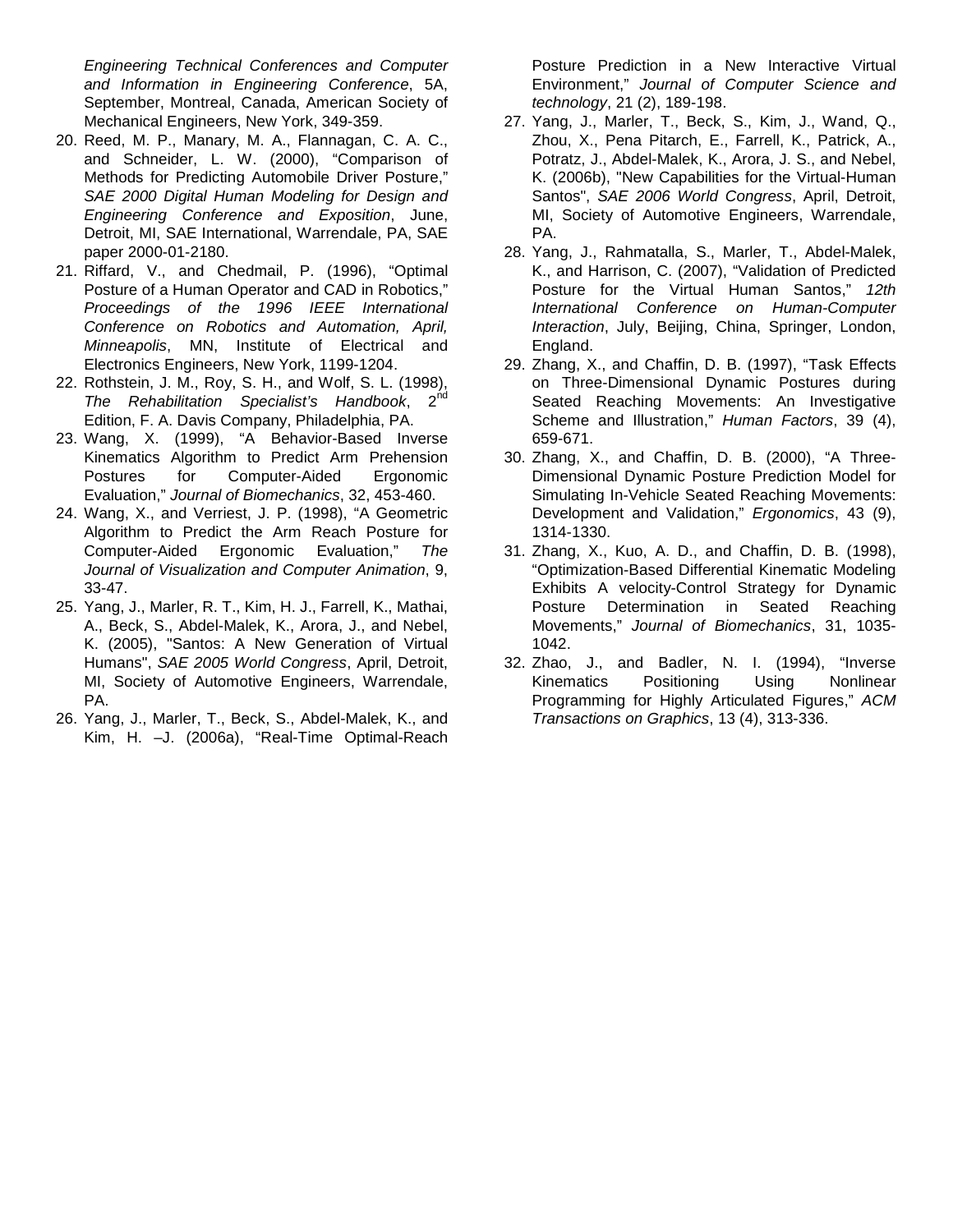*Engineering Technical Conferences and Computer and Information in Engineering Conference*, 5A, September, Montreal, Canada, American Society of Mechanical Engineers, New York, 349-359.

20. Reed, M. P., Manary, M. A., Flannagan, C. A. C., and Schneider, L. W. (2000), "Comparison of Methods for Predicting Automobile Driver Posture," *SAE 2000 Digital Human Modeling for Design and Engineering Conference and Exposition*, June, Detroit, MI, SAE International, Warrendale, PA, SAE paper 2000-01-2180.
21. Riffard, V., and Chedmail, P. (1996), "Optimal Posture of a Human Operator and CAD in Robotics," *Proceedings of the 1996 IEEE International Conference on Robotics and Automation, April, Minneapolis*, MN, Institute of Electrical and Electronics Engineers, New York, 1199-1204.
22. Rothstein, J. M., Roy, S. H., and Wolf, S. L. (1998), *The Rehabilitation Specialist's Handbook*, 2nd Edition, F. A. Davis Company, Philadelphia, PA.
23. Wang, X. (1999), "A Behavior-Based Inverse Kinematics Algorithm to Predict Arm Prehension Postures for Computer-Aided Ergonomic Evaluation," *Journal of Biomechanics*, 32, 453-460.
24. Wang, X., and Verriest, J. P. (1998), "A Geometric Algorithm to Predict the Arm Reach Posture for Computer-Aided Ergonomic Evaluation," *The Journal of Visualization and Computer Animation*, 9, 33-47.
25. Yang, J., Marler, R. T., Kim, H. J., Farrell, K., Mathai, A., Beck, S., Abdel-Malek, K., Arora, J., and Nebel, K. (2005), "Santos: A New Generation of Virtual Humans", *SAE 2005 World Congress*, April, Detroit, MI, Society of Automotive Engineers, Warrendale, PA.
26. Yang, J., Marler, T., Beck, S., Abdel-Malek, K., and Kim, H. –J. (2006a), "Real-Time Optimal-Reach Posture Prediction in a New Interactive Virtual Environment," *Journal of Computer Science and technology*, 21 (2), 189-198.
27. Yang, J., Marler, T., Beck, S., Kim, J., Wand, Q., Zhou, X., Pena Pitarch, E., Farrell, K., Patrick, A., Potratz, J., Abdel-Malek, K., Arora, J. S., and Nebel, K. (2006b), "New Capabilities for the Virtual-Human Santos", *SAE 2006 World Congress*, April, Detroit, MI, Society of Automotive Engineers, Warrendale, PA.
28. Yang, J., Rahmatalla, S., Marler, T., Abdel-Malek, K., and Harrison, C. (2007), "Validation of Predicted Posture for the Virtual Human Santos," *12th International Conference on Human-Computer Interaction*, July, Beijing, China, Springer, London, England.
29. Zhang, X., and Chaffin, D. B. (1997), "Task Effects on Three-Dimensional Dynamic Postures during Seated Reaching Movements: An Investigative Scheme and Illustration," *Human Factors*, 39 (4), 659-671.
30. Zhang, X., and Chaffin, D. B. (2000), "A Three-Dimensional Dynamic Posture Prediction Model for Simulating In-Vehicle Seated Reaching Movements: Development and Validation," *Ergonomics*, 43 (9), 1314-1330.
31. Zhang, X., Kuo, A. D., and Chaffin, D. B. (1998), "Optimization-Based Differential Kinematic Modeling Exhibits A velocity-Control Strategy for Dynamic Posture Determination in Seated Reaching Movements," *Journal of Biomechanics*, 31, 1035-1042.
32. Zhao, J., and Badler, N. I. (1994), "Inverse Kinematics Positioning Using Nonlinear Programming for Highly Articulated Figures," *ACM Transactions on Graphics*, 13 (4), 313-336.